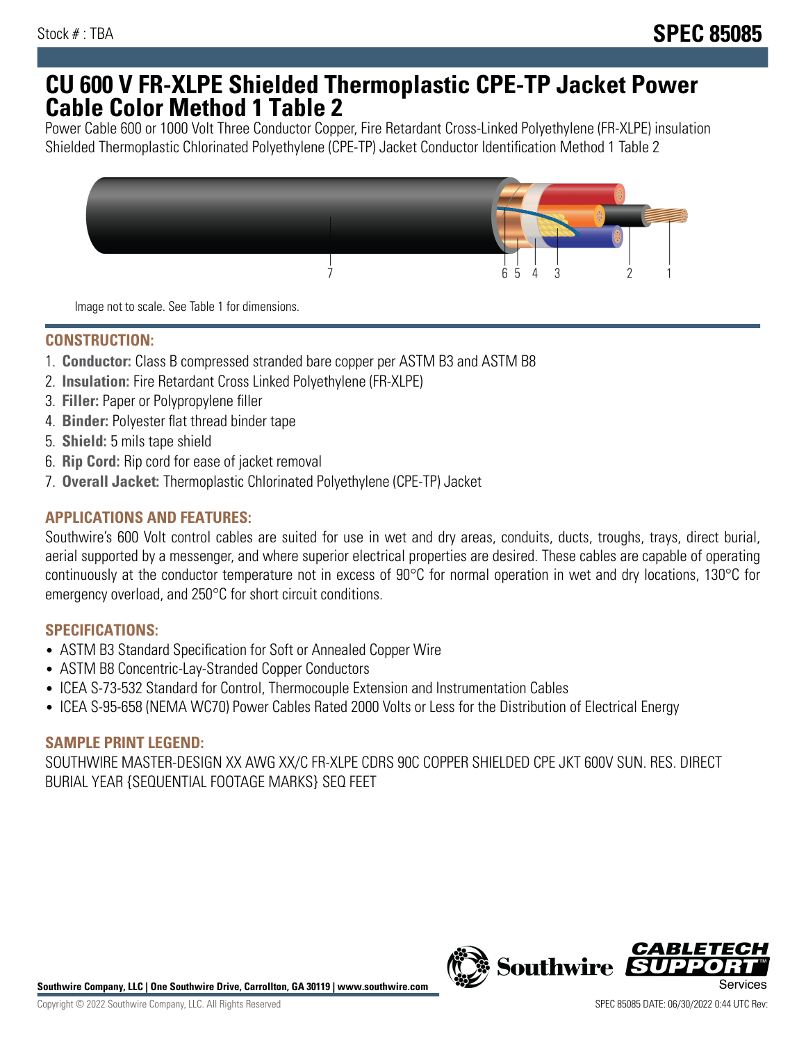Stock # : TBA

# SPEC 85085

# CU 600 V FR-XLPE Shielded Thermoplastic CPE-TP Jacket Power Cable Color Method 1 Table 2

Power Cable 600 or 1000 Volt Three Conductor Copper, Fire Retardant Cross-Linked Polyethylene (FR-XLPE) insulation Shielded Thermoplastic Chlorinated Polyethylene (CPE-TP) Jacket Conductor Identification Method 1 Table 2

Image not to scale. See Table 1 for dimensions.

## CONSTRUCTION:

1. **Conductor:** Class B compressed stranded bare copper per ASTM B3 and ASTM B8
2. **Insulation:** Fire Retardant Cross Linked Polyethylene (FR-XLPE)
3. **Filler:** Paper or Polypropylene filler
4. **Binder:** Polyester flat thread binder tape
5. **Shield:** 5 mils tape shield
6. **Rip Cord:** Rip cord for ease of jacket removal
7. **Overall Jacket:** Thermoplastic Chlorinated Polyethylene (CPE-TP) Jacket

## APPLICATIONS AND FEATURES:

Southwire's 600 Volt control cables are suited for use in wet and dry areas, conduits, ducts, troughs, trays, direct burial, aerial supported by a messenger, and where superior electrical properties are desired. These cables are capable of operating continuously at the conductor temperature not in excess of 90°C for normal operation in wet and dry locations, 130°C for emergency overload, and 250°C for short circuit conditions.

## SPECIFICATIONS:

- ASTM B3 Standard Specification for Soft or Annealed Copper Wire
- ASTM B8 Concentric-Lay-Stranded Copper Conductors
- ICEA S-73-532 Standard for Control, Thermocouple Extension and Instrumentation Cables
- ICEA S-95-658 (NEMA WC70) Power Cables Rated 2000 Volts or Less for the Distribution of Electrical Energy

## SAMPLE PRINT LEGEND:

SOUTHWIRE MASTER-DESIGN XX AWG XX/C FR-XLPE CDRS 90C COPPER SHIELDED CPE JKT 600V SUN. RES. DIRECT BURIAL YEAR {SEQUENTIAL FOOTAGE MARKS} SEQ FEET

**Southwire Company, LLC | One Southwire Drive, Carrollton, GA 30119 | www.southwire.com**

Copyright © 2022 Southwire Company, LLC. All Rights Reserved

SPEC 85085 DATE: 06/30/2022 0:44 UTC Rev: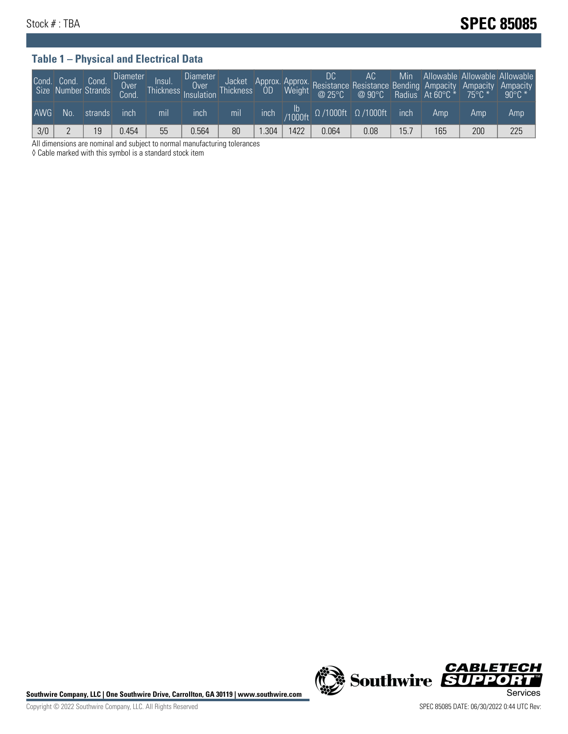### Table 1 – Physical and Electrical Data

| Cond. Size | Cond. Number | Cond. Strands | Diameter Over Cond. | Insul. Thickness | Diameter Over Insulation | Jacket Thickness | Approx. OD | Approx. Weight | DC Resistance @ 25°C | AC Resistance @ 90°C | Min Bending Radius | Allowable Ampacity At 60°C * | Allowable Ampacity 75°C * | Allowable Ampacity 90°C * |
|---|---|---|---|---|---|---|---|---|---|---|---|---|---|---|
| AWG | No. | strands | inch | mil | inch | mil | inch | lb /1000ft | Ω /1000ft | Ω /1000ft | inch | Amp | Amp | Amp |
| 3/0 | 2 | 19 | 0.454 | 55 | 0.564 | 80 | 1.304 | 1422 | 0.064 | 0.08 | 15.7 | 165 | 200 | 225 |

All dimensions are nominal and subject to normal manufacturing tolerances

◊ Cable marked with this symbol is a standard stock item

**Southwire Company, LLC | One Southwire Drive, Carrollton, GA 30119 | www.southwire.com**

Copyright © 2022 Southwire Company, LLC. All Rights Reserved

SPEC 85085 DATE: 06/30/2022 0:44 UTC Rev: